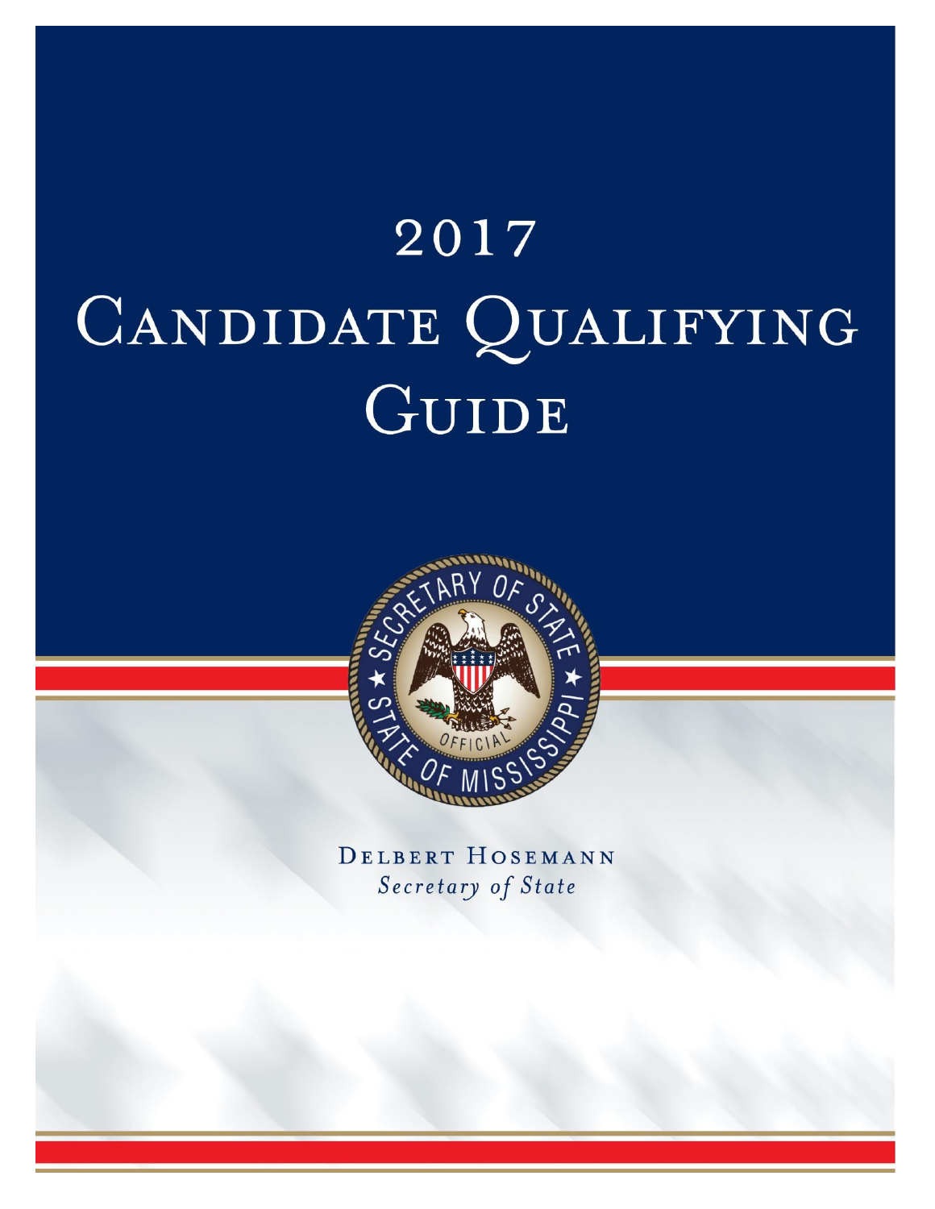# 2017 Candidate Qualifying Guide

Delbert Hosemann

*Secretary of State*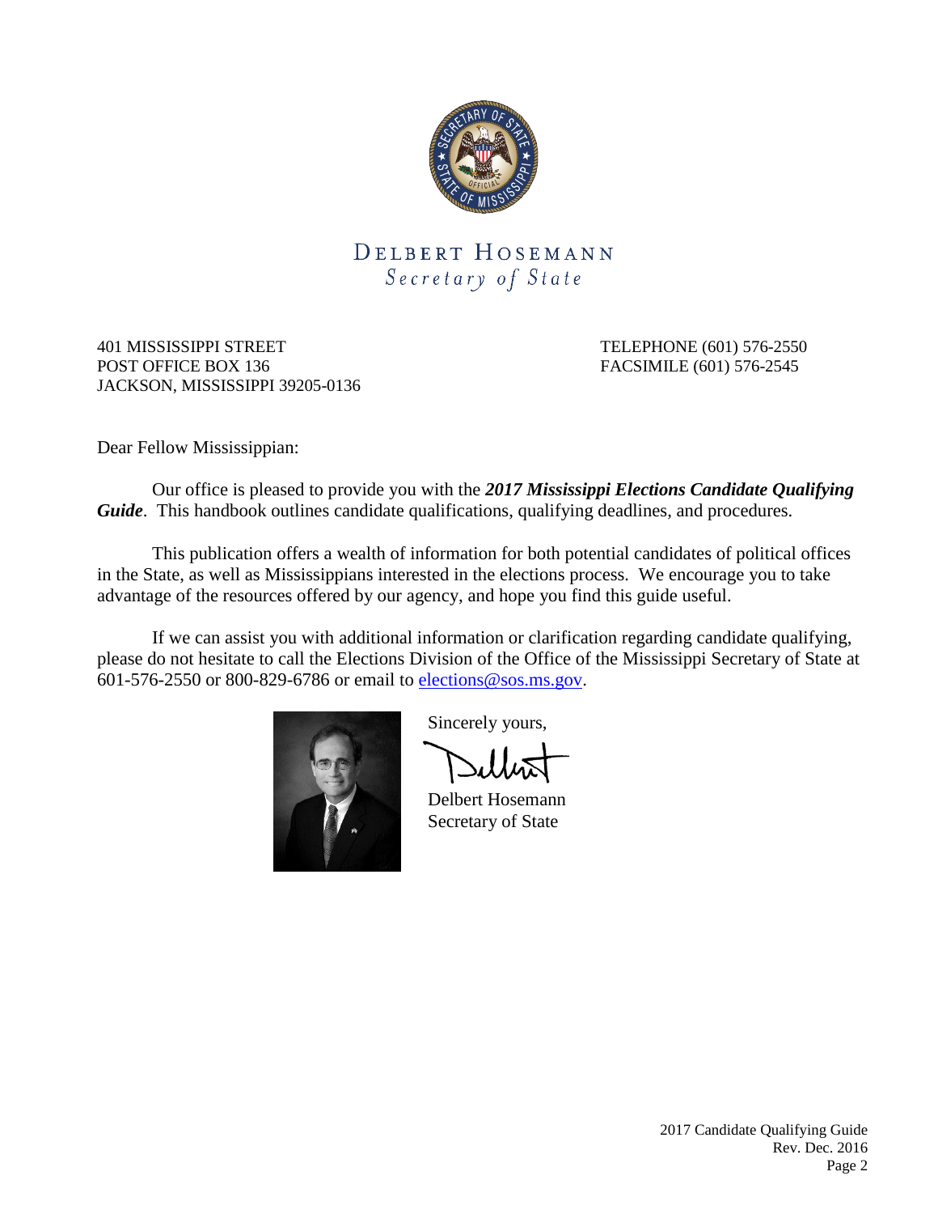DELBERT HOSEMANN
*Secretary of State*

401 MISSISSIPPI STREET
POST OFFICE BOX 136
JACKSON, MISSISSIPPI 39205-0136

TELEPHONE (601) 576-2550
FACSIMILE (601) 576-2545

Dear Fellow Mississippian:

Our office is pleased to provide you with the ***2017 Mississippi Elections Candidate Qualifying Guide***. This handbook outlines candidate qualifications, qualifying deadlines, and procedures.

This publication offers a wealth of information for both potential candidates of political offices in the State, as well as Mississippians interested in the elections process. We encourage you to take advantage of the resources offered by our agency, and hope you find this guide useful.

If we can assist you with additional information or clarification regarding candidate qualifying, please do not hesitate to call the Elections Division of the Office of the Mississippi Secretary of State at 601-576-2550 or 800-829-6786 or email to elections@sos.ms.gov.

Sincerely yours,

Delbert Hosemann
Secretary of State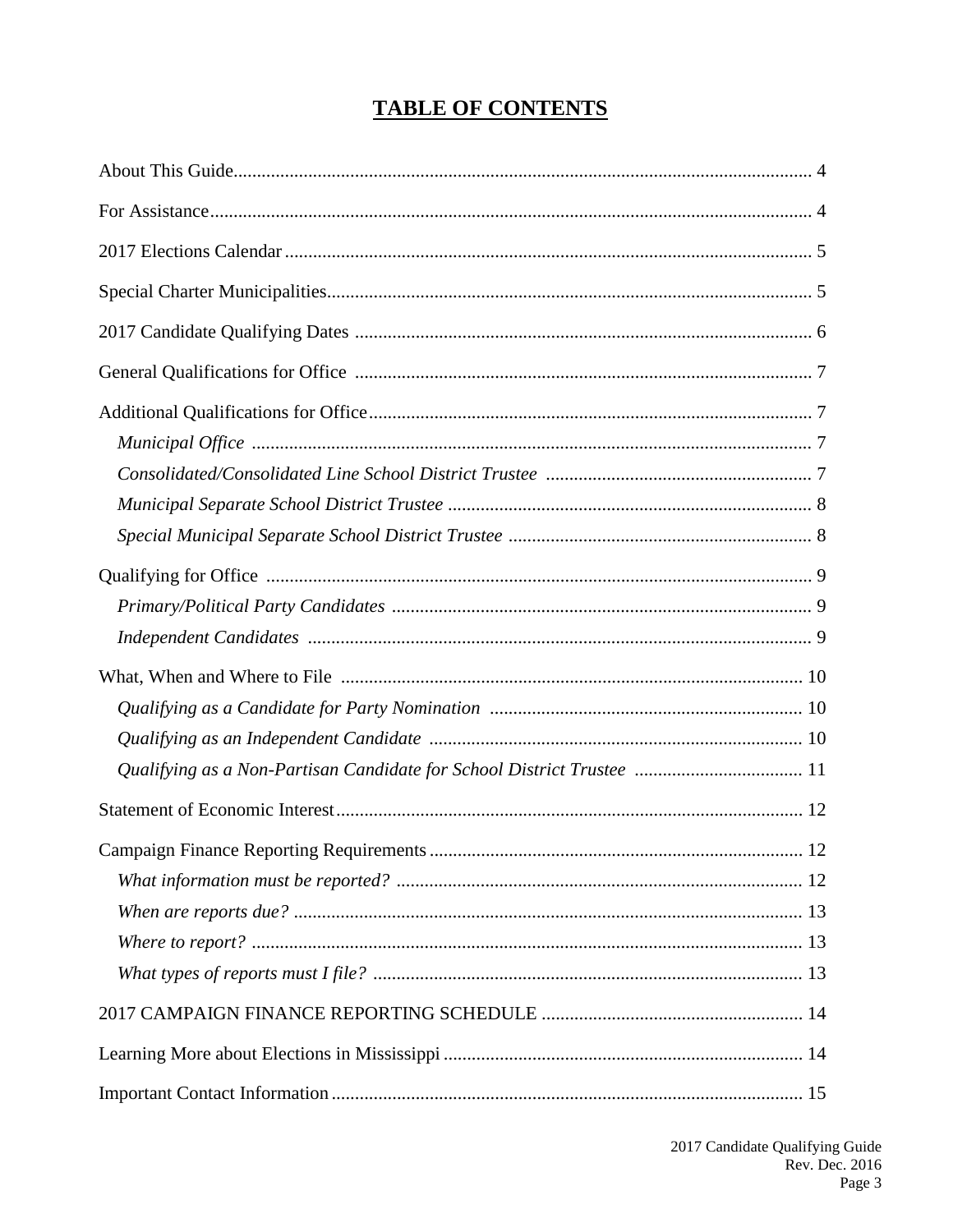# TABLE OF CONTENTS

About This Guide .......... 4

For Assistance .......... 4

2017 Elections Calendar .......... 5

Special Charter Municipalities .......... 5

2017 Candidate Qualifying Dates .......... 6

General Qualifications for Office .......... 7

Additional Qualifications for Office .......... 7

- *Municipal Office* .......... 7
- *Consolidated/Consolidated Line School District Trustee* .......... 7
- *Municipal Separate School District Trustee* .......... 8
- *Special Municipal Separate School District Trustee* .......... 8

Qualifying for Office .......... 9

- *Primary/Political Party Candidates* .......... 9
- *Independent Candidates* .......... 9

What, When and Where to File .......... 10

- *Qualifying as a Candidate for Party Nomination* .......... 10
- *Qualifying as an Independent Candidate* .......... 10
- *Qualifying as a Non-Partisan Candidate for School District Trustee* .......... 11

Statement of Economic Interest .......... 12

Campaign Finance Reporting Requirements .......... 12

- *What information must be reported?* .......... 12
- *When are reports due?* .......... 13
- *Where to report?* .......... 13
- *What types of reports must I file?* .......... 13

2017 CAMPAIGN FINANCE REPORTING SCHEDULE .......... 14

Learning More about Elections in Mississippi .......... 14

Important Contact Information .......... 15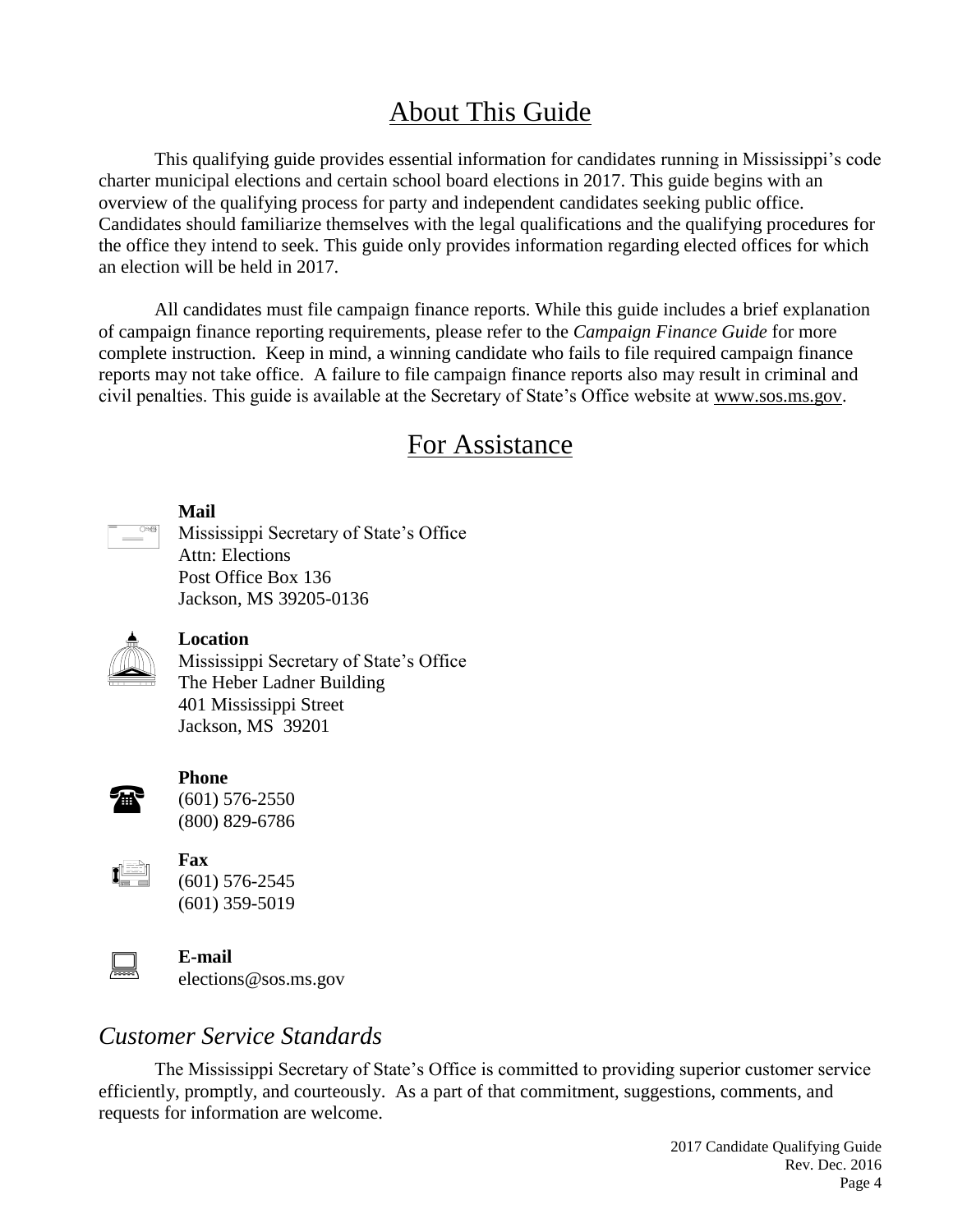# About This Guide

This qualifying guide provides essential information for candidates running in Mississippi's code charter municipal elections and certain school board elections in 2017. This guide begins with an overview of the qualifying process for party and independent candidates seeking public office. Candidates should familiarize themselves with the legal qualifications and the qualifying procedures for the office they intend to seek. This guide only provides information regarding elected offices for which an election will be held in 2017.

All candidates must file campaign finance reports. While this guide includes a brief explanation of campaign finance reporting requirements, please refer to the *Campaign Finance Guide* for more complete instruction. Keep in mind, a winning candidate who fails to file required campaign finance reports may not take office. A failure to file campaign finance reports also may result in criminal and civil penalties. This guide is available at the Secretary of State's Office website at www.sos.ms.gov.

# For Assistance

**Mail**
Mississippi Secretary of State's Office
Attn: Elections
Post Office Box 136
Jackson, MS 39205-0136

**Location**
Mississippi Secretary of State's Office
The Heber Ladner Building
401 Mississippi Street
Jackson, MS 39201

**Phone**
(601) 576-2550
(800) 829-6786

**Fax**
(601) 576-2545
(601) 359-5019

**E-mail**
elections@sos.ms.gov

## *Customer Service Standards*

The Mississippi Secretary of State's Office is committed to providing superior customer service efficiently, promptly, and courteously. As a part of that commitment, suggestions, comments, and requests for information are welcome.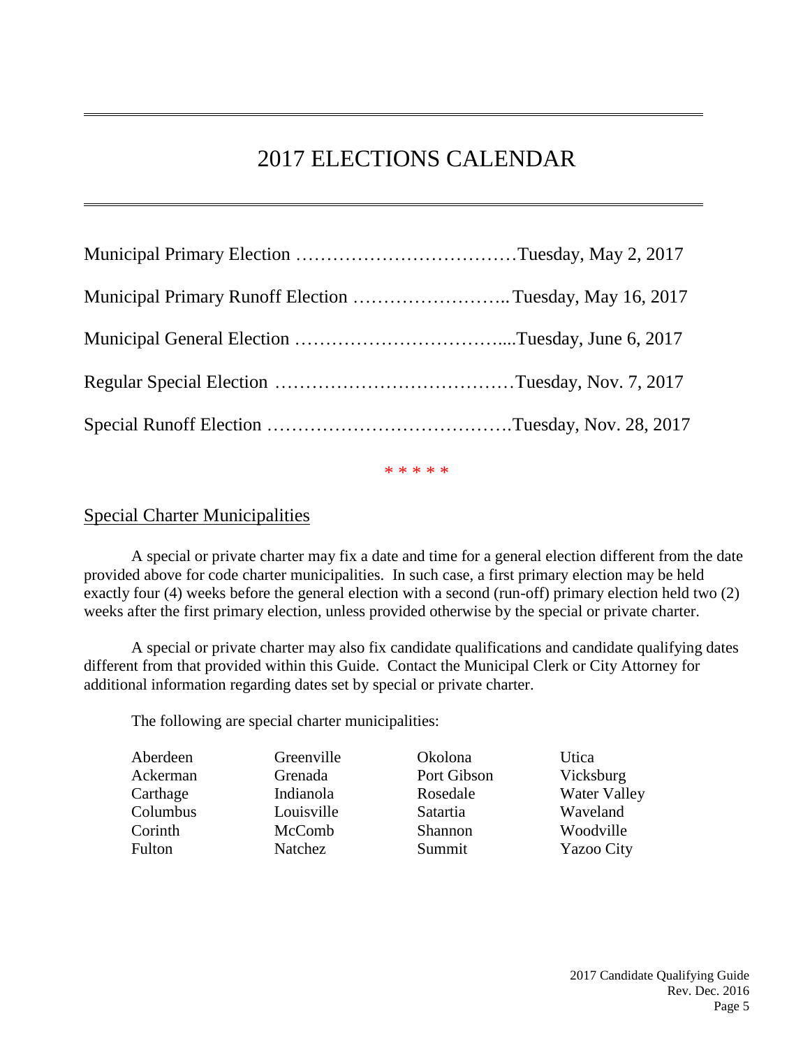# 2017 ELECTIONS CALENDAR

Municipal Primary Election ……………………………… Tuesday, May 2, 2017

Municipal Primary Runoff Election …………………….. Tuesday, May 16, 2017

Municipal General Election …………………………….... Tuesday, June 6, 2017

Regular Special Election ………………………………… Tuesday, Nov. 7, 2017

Special Runoff Election …………………………………. Tuesday, Nov. 28, 2017

\* \* \* \* \*

## Special Charter Municipalities

A special or private charter may fix a date and time for a general election different from the date provided above for code charter municipalities. In such case, a first primary election may be held exactly four (4) weeks before the general election with a second (run-off) primary election held two (2) weeks after the first primary election, unless provided otherwise by the special or private charter.

A special or private charter may also fix candidate qualifications and candidate qualifying dates different from that provided within this Guide. Contact the Municipal Clerk or City Attorney for additional information regarding dates set by special or private charter.

The following are special charter municipalities:

| | | | |
|---|---|---|---|
| Aberdeen | Greenville | Okolona | Utica |
| Ackerman | Grenada | Port Gibson | Vicksburg |
| Carthage | Indianola | Rosedale | Water Valley |
| Columbus | Louisville | Satartia | Waveland |
| Corinth | McComb | Shannon | Woodville |
| Fulton | Natchez | Summit | Yazoo City |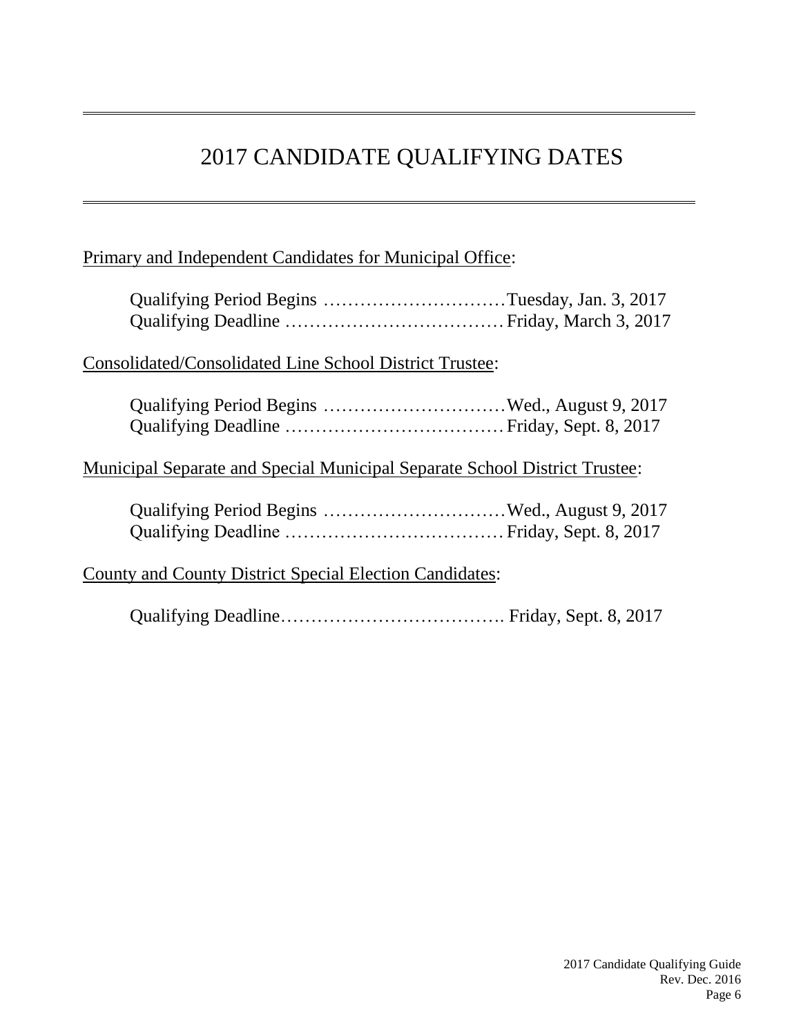# 2017 CANDIDATE QUALIFYING DATES

Primary and Independent Candidates for Municipal Office:

Qualifying Period Begins …………………………Tuesday, Jan. 3, 2017
Qualifying Deadline ………………………………Friday, March 3, 2017

Consolidated/Consolidated Line School District Trustee:

Qualifying Period Begins …………………………Wed., August 9, 2017
Qualifying Deadline ………………………………Friday, Sept. 8, 2017

Municipal Separate and Special Municipal Separate School District Trustee:

Qualifying Period Begins …………………………Wed., August 9, 2017
Qualifying Deadline ………………………………Friday, Sept. 8, 2017

County and County District Special Election Candidates:

Qualifying Deadline………………………………. Friday, Sept. 8, 2017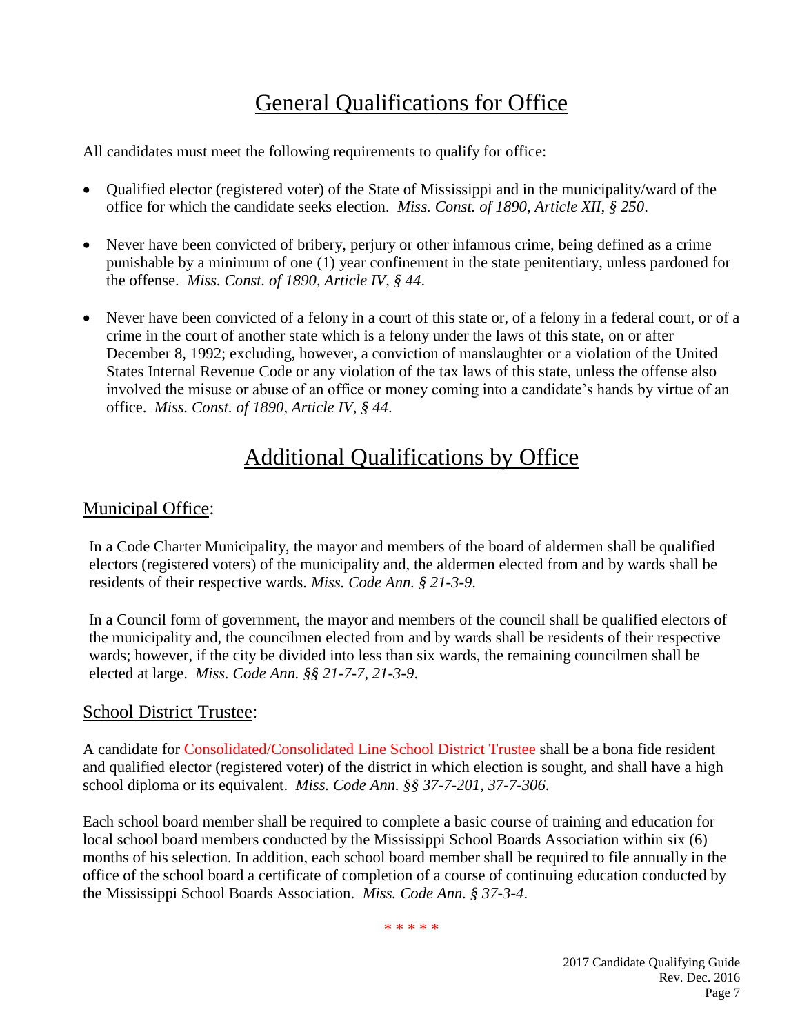# General Qualifications for Office

All candidates must meet the following requirements to qualify for office:

- Qualified elector (registered voter) of the State of Mississippi and in the municipality/ward of the office for which the candidate seeks election. *Miss. Const. of 1890, Article XII, § 250*.

- Never have been convicted of bribery, perjury or other infamous crime, being defined as a crime punishable by a minimum of one (1) year confinement in the state penitentiary, unless pardoned for the offense. *Miss. Const. of 1890, Article IV, § 44*.

- Never have been convicted of a felony in a court of this state or, of a felony in a federal court, or of a crime in the court of another state which is a felony under the laws of this state, on or after December 8, 1992; excluding, however, a conviction of manslaughter or a violation of the United States Internal Revenue Code or any violation of the tax laws of this state, unless the offense also involved the misuse or abuse of an office or money coming into a candidate's hands by virtue of an office. *Miss. Const. of 1890, Article IV, § 44*.

# Additional Qualifications by Office

## Municipal Office:

In a Code Charter Municipality, the mayor and members of the board of aldermen shall be qualified electors (registered voters) of the municipality and, the aldermen elected from and by wards shall be residents of their respective wards. *Miss. Code Ann. § 21-3-9*.

In a Council form of government, the mayor and members of the council shall be qualified electors of the municipality and, the councilmen elected from and by wards shall be residents of their respective wards; however, if the city be divided into less than six wards, the remaining councilmen shall be elected at large. *Miss. Code Ann. §§ 21-7-7, 21-3-9*.

## School District Trustee:

A candidate for Consolidated/Consolidated Line School District Trustee shall be a bona fide resident and qualified elector (registered voter) of the district in which election is sought, and shall have a high school diploma or its equivalent. *Miss. Code Ann. §§ 37-7-201, 37-7-306*.

Each school board member shall be required to complete a basic course of training and education for local school board members conducted by the Mississippi School Boards Association within six (6) months of his selection. In addition, each school board member shall be required to file annually in the office of the school board a certificate of completion of a course of continuing education conducted by the Mississippi School Boards Association. *Miss. Code Ann. § 37-3-4*.

\* \* \* \* \*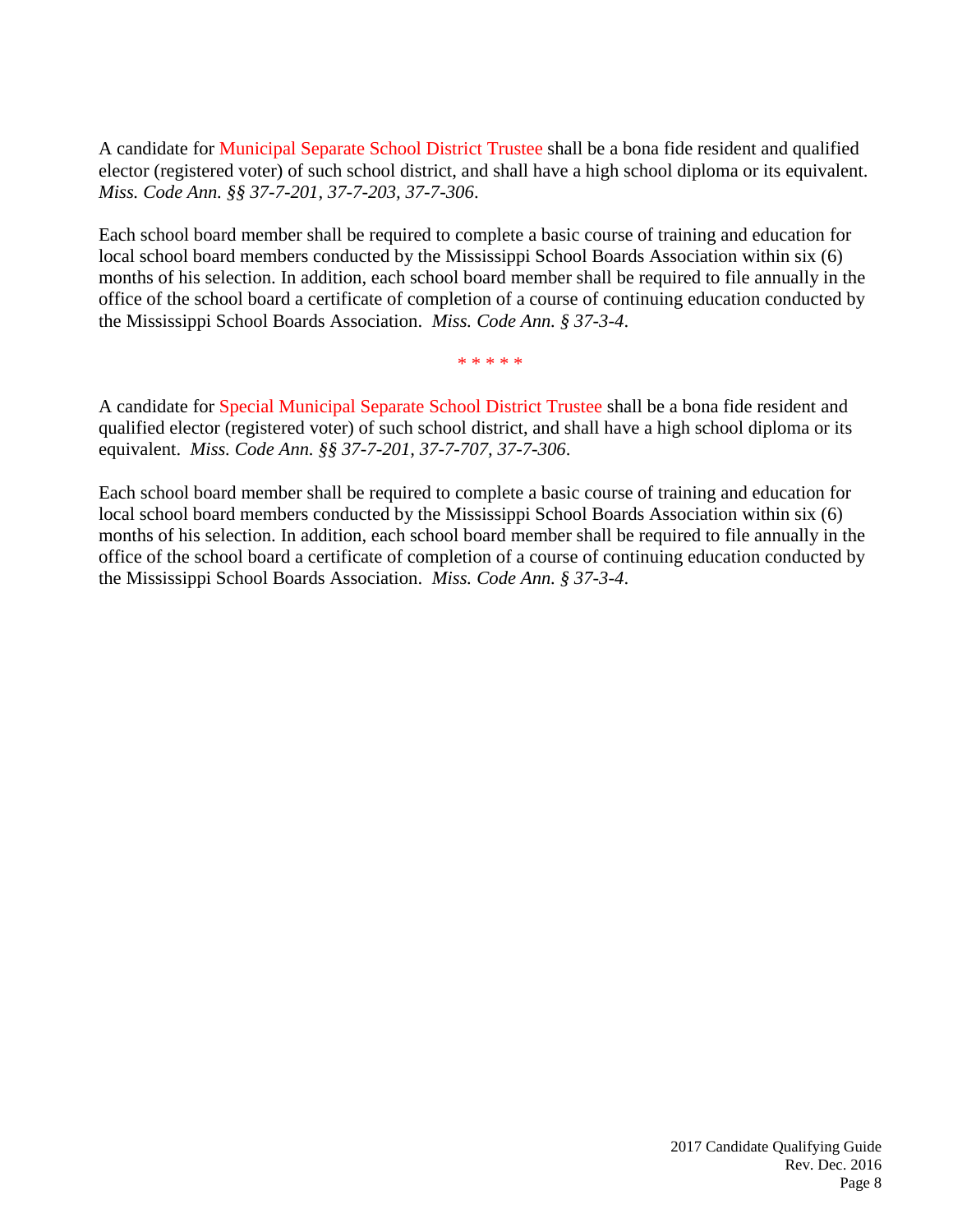A candidate for Municipal Separate School District Trustee shall be a bona fide resident and qualified elector (registered voter) of such school district, and shall have a high school diploma or its equivalent. *Miss. Code Ann. §§ 37-7-201, 37-7-203, 37-7-306*.

Each school board member shall be required to complete a basic course of training and education for local school board members conducted by the Mississippi School Boards Association within six (6) months of his selection. In addition, each school board member shall be required to file annually in the office of the school board a certificate of completion of a course of continuing education conducted by the Mississippi School Boards Association. *Miss. Code Ann. § 37-3-4*.

\* \* \* \* \*

A candidate for Special Municipal Separate School District Trustee shall be a bona fide resident and qualified elector (registered voter) of such school district, and shall have a high school diploma or its equivalent. *Miss. Code Ann. §§ 37-7-201, 37-7-707, 37-7-306*.

Each school board member shall be required to complete a basic course of training and education for local school board members conducted by the Mississippi School Boards Association within six (6) months of his selection. In addition, each school board member shall be required to file annually in the office of the school board a certificate of completion of a course of continuing education conducted by the Mississippi School Boards Association. *Miss. Code Ann. § 37-3-4*.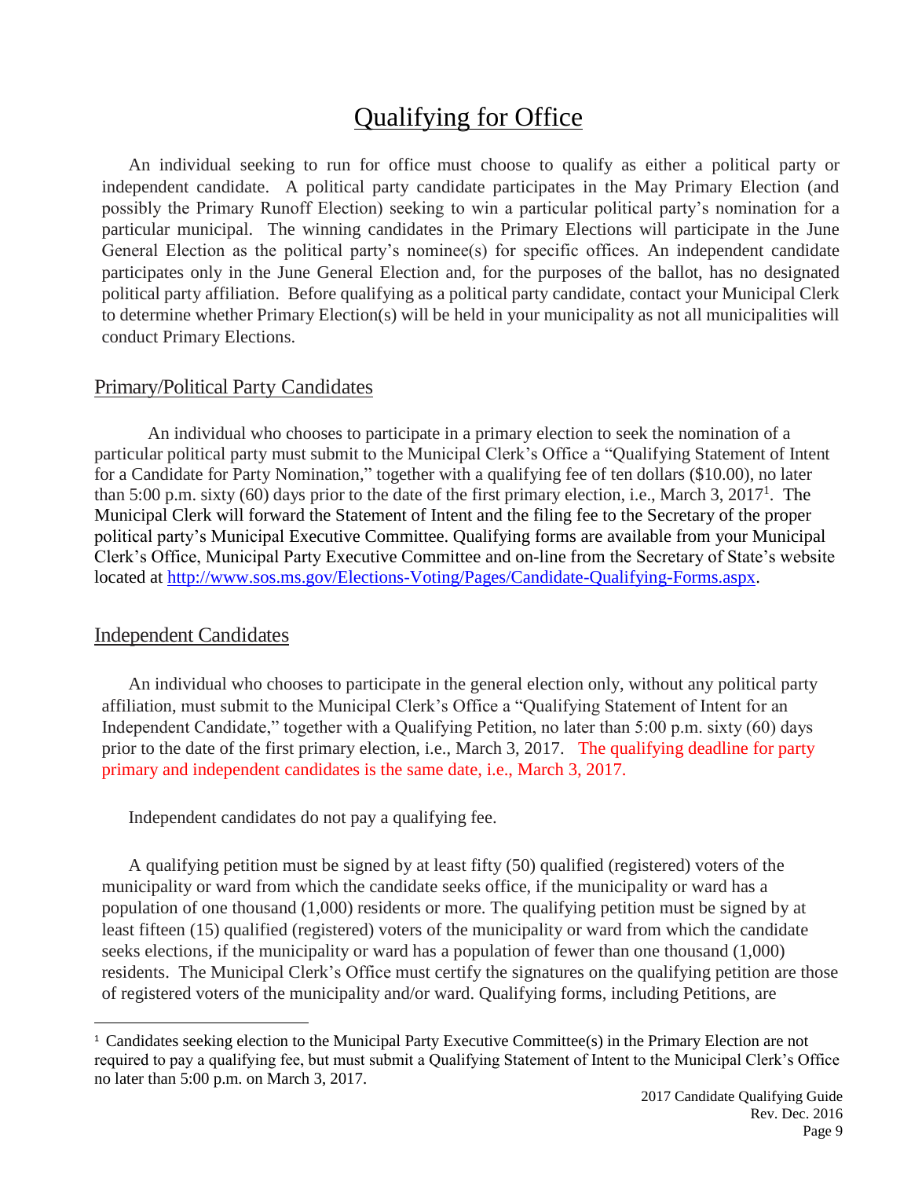# Qualifying for Office

An individual seeking to run for office must choose to qualify as either a political party or independent candidate. A political party candidate participates in the May Primary Election (and possibly the Primary Runoff Election) seeking to win a particular political party's nomination for a particular municipal. The winning candidates in the Primary Elections will participate in the June General Election as the political party's nominee(s) for specific offices. An independent candidate participates only in the June General Election and, for the purposes of the ballot, has no designated political party affiliation. Before qualifying as a political party candidate, contact your Municipal Clerk to determine whether Primary Election(s) will be held in your municipality as not all municipalities will conduct Primary Elections.

## Primary/Political Party Candidates

An individual who chooses to participate in a primary election to seek the nomination of a particular political party must submit to the Municipal Clerk's Office a "Qualifying Statement of Intent for a Candidate for Party Nomination," together with a qualifying fee of ten dollars ($10.00), no later than 5:00 p.m. sixty (60) days prior to the date of the first primary election, i.e., March 3, 2017[1]. The Municipal Clerk will forward the Statement of Intent and the filing fee to the Secretary of the proper political party's Municipal Executive Committee. Qualifying forms are available from your Municipal Clerk's Office, Municipal Party Executive Committee and on-line from the Secretary of State's website located at http://www.sos.ms.gov/Elections-Voting/Pages/Candidate-Qualifying-Forms.aspx.

## Independent Candidates

An individual who chooses to participate in the general election only, without any political party affiliation, must submit to the Municipal Clerk's Office a "Qualifying Statement of Intent for an Independent Candidate," together with a Qualifying Petition, no later than 5:00 p.m. sixty (60) days prior to the date of the first primary election, i.e., March 3, 2017. The qualifying deadline for party primary and independent candidates is the same date, i.e., March 3, 2017.

Independent candidates do not pay a qualifying fee.

A qualifying petition must be signed by at least fifty (50) qualified (registered) voters of the municipality or ward from which the candidate seeks office, if the municipality or ward has a population of one thousand (1,000) residents or more. The qualifying petition must be signed by at least fifteen (15) qualified (registered) voters of the municipality or ward from which the candidate seeks elections, if the municipality or ward has a population of fewer than one thousand (1,000) residents. The Municipal Clerk's Office must certify the signatures on the qualifying petition are those of registered voters of the municipality and/or ward. Qualifying forms, including Petitions, are

---

[1] Candidates seeking election to the Municipal Party Executive Committee(s) in the Primary Election are not required to pay a qualifying fee, but must submit a Qualifying Statement of Intent to the Municipal Clerk's Office no later than 5:00 p.m. on March 3, 2017.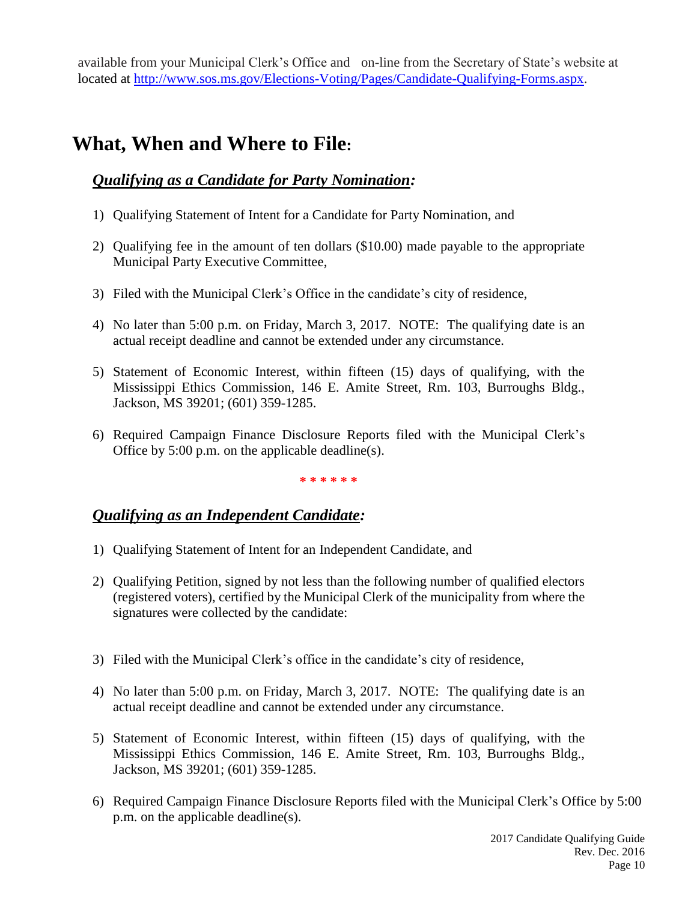available from your Municipal Clerk's Office and on-line from the Secretary of State's website at located at http://www.sos.ms.gov/Elections-Voting/Pages/Candidate-Qualifying-Forms.aspx.

# What, When and Where to File:

## *Qualifying as a Candidate for Party Nomination:*

1) Qualifying Statement of Intent for a Candidate for Party Nomination, and

2) Qualifying fee in the amount of ten dollars ($10.00) made payable to the appropriate Municipal Party Executive Committee,

3) Filed with the Municipal Clerk's Office in the candidate's city of residence,

4) No later than 5:00 p.m. on Friday, March 3, 2017. NOTE: The qualifying date is an actual receipt deadline and cannot be extended under any circumstance.

5) Statement of Economic Interest, within fifteen (15) days of qualifying, with the Mississippi Ethics Commission, 146 E. Amite Street, Rm. 103, Burroughs Bldg., Jackson, MS 39201; (601) 359-1285.

6) Required Campaign Finance Disclosure Reports filed with the Municipal Clerk's Office by 5:00 p.m. on the applicable deadline(s).

* * * * * *

## *Qualifying as an Independent Candidate:*

1) Qualifying Statement of Intent for an Independent Candidate, and

2) Qualifying Petition, signed by not less than the following number of qualified electors (registered voters), certified by the Municipal Clerk of the municipality from where the signatures were collected by the candidate:

3) Filed with the Municipal Clerk's office in the candidate's city of residence,

4) No later than 5:00 p.m. on Friday, March 3, 2017. NOTE: The qualifying date is an actual receipt deadline and cannot be extended under any circumstance.

5) Statement of Economic Interest, within fifteen (15) days of qualifying, with the Mississippi Ethics Commission, 146 E. Amite Street, Rm. 103, Burroughs Bldg., Jackson, MS 39201; (601) 359-1285.

6) Required Campaign Finance Disclosure Reports filed with the Municipal Clerk's Office by 5:00 p.m. on the applicable deadline(s).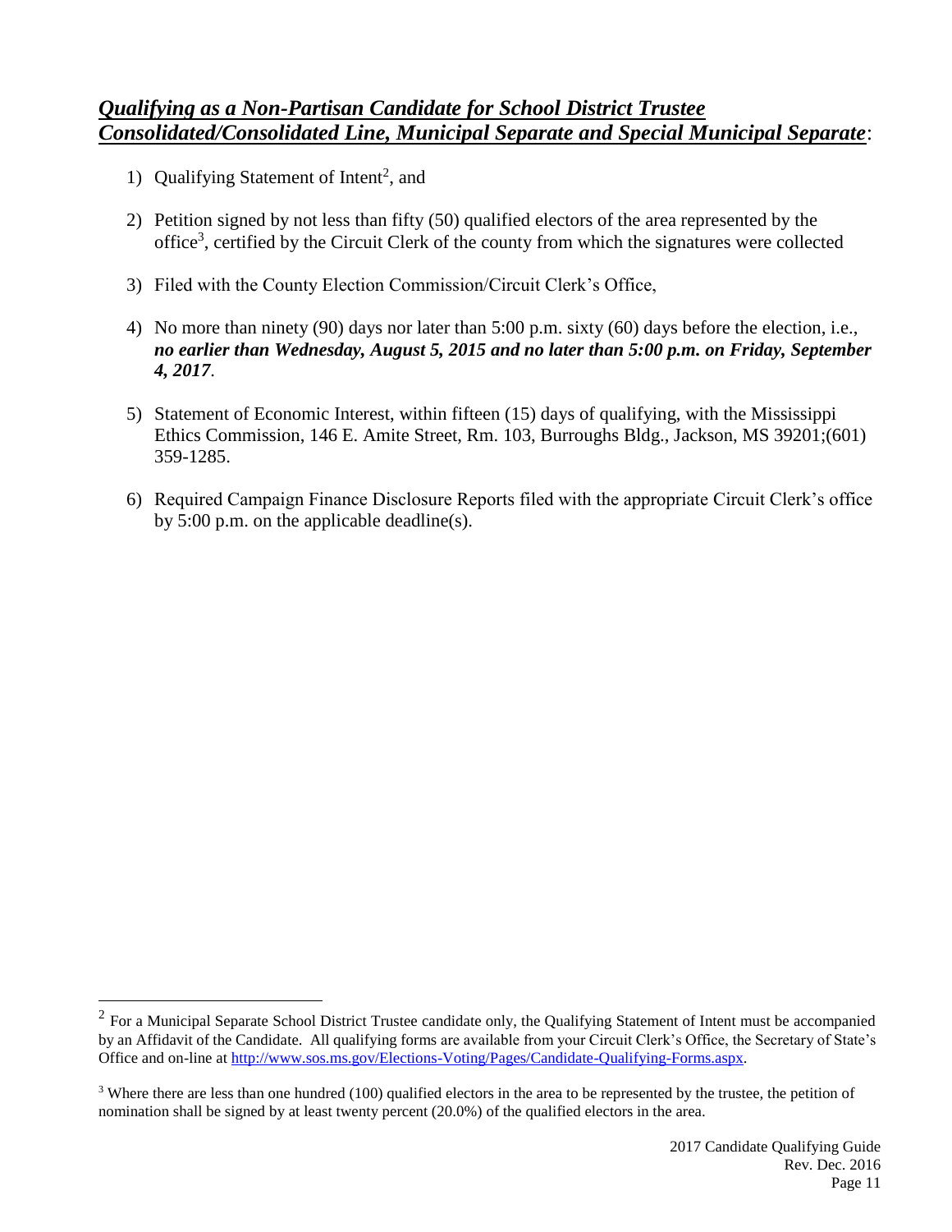## ***Qualifying as a Non-Partisan Candidate for School District Trustee Consolidated/Consolidated Line, Municipal Separate and Special Municipal Separate***:

1) Qualifying Statement of Intent[2], and
2) Petition signed by not less than fifty (50) qualified electors of the area represented by the office[3], certified by the Circuit Clerk of the county from which the signatures were collected
3) Filed with the County Election Commission/Circuit Clerk's Office,
4) No more than ninety (90) days nor later than 5:00 p.m. sixty (60) days before the election, i.e., ***no earlier than Wednesday, August 5, 2015 and no later than 5:00 p.m. on Friday, September 4, 2017***.
5) Statement of Economic Interest, within fifteen (15) days of qualifying, with the Mississippi Ethics Commission, 146 E. Amite Street, Rm. 103, Burroughs Bldg., Jackson, MS 39201;(601) 359-1285.
6) Required Campaign Finance Disclosure Reports filed with the appropriate Circuit Clerk's office by 5:00 p.m. on the applicable deadline(s).

---

[2] For a Municipal Separate School District Trustee candidate only, the Qualifying Statement of Intent must be accompanied by an Affidavit of the Candidate. All qualifying forms are available from your Circuit Clerk's Office, the Secretary of State's Office and on-line at http://www.sos.ms.gov/Elections-Voting/Pages/Candidate-Qualifying-Forms.aspx.

[3] Where there are less than one hundred (100) qualified electors in the area to be represented by the trustee, the petition of nomination shall be signed by at least twenty percent (20.0%) of the qualified electors in the area.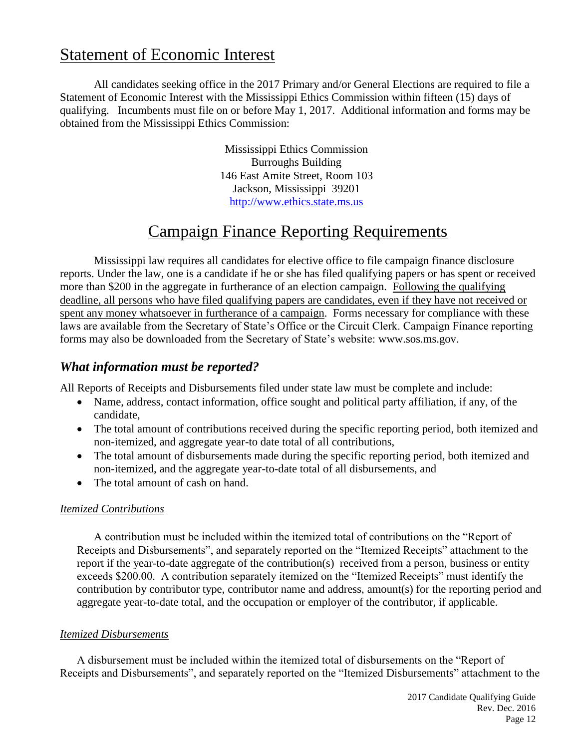# Statement of Economic Interest

All candidates seeking office in the 2017 Primary and/or General Elections are required to file a Statement of Economic Interest with the Mississippi Ethics Commission within fifteen (15) days of qualifying. Incumbents must file on or before May 1, 2017. Additional information and forms may be obtained from the Mississippi Ethics Commission:

Mississippi Ethics Commission
Burroughs Building
146 East Amite Street, Room 103
Jackson, Mississippi 39201
http://www.ethics.state.ms.us

# Campaign Finance Reporting Requirements

Mississippi law requires all candidates for elective office to file campaign finance disclosure reports. Under the law, one is a candidate if he or she has filed qualifying papers or has spent or received more than $200 in the aggregate in furtherance of an election campaign. Following the qualifying deadline, all persons who have filed qualifying papers are candidates, even if they have not received or spent any money whatsoever in furtherance of a campaign. Forms necessary for compliance with these laws are available from the Secretary of State's Office or the Circuit Clerk. Campaign Finance reporting forms may also be downloaded from the Secretary of State's website: www.sos.ms.gov.

## *What information must be reported?*

All Reports of Receipts and Disbursements filed under state law must be complete and include:

- Name, address, contact information, office sought and political party affiliation, if any, of the candidate,
- The total amount of contributions received during the specific reporting period, both itemized and non-itemized, and aggregate year-to date total of all contributions,
- The total amount of disbursements made during the specific reporting period, both itemized and non-itemized, and the aggregate year-to-date total of all disbursements, and
- The total amount of cash on hand.

### *Itemized Contributions*

A contribution must be included within the itemized total of contributions on the "Report of Receipts and Disbursements", and separately reported on the "Itemized Receipts" attachment to the report if the year-to-date aggregate of the contribution(s) received from a person, business or entity exceeds $200.00. A contribution separately itemized on the "Itemized Receipts" must identify the contribution by contributor type, contributor name and address, amount(s) for the reporting period and aggregate year-to-date total, and the occupation or employer of the contributor, if applicable.

### *Itemized Disbursements*

A disbursement must be included within the itemized total of disbursements on the "Report of Receipts and Disbursements", and separately reported on the "Itemized Disbursements" attachment to the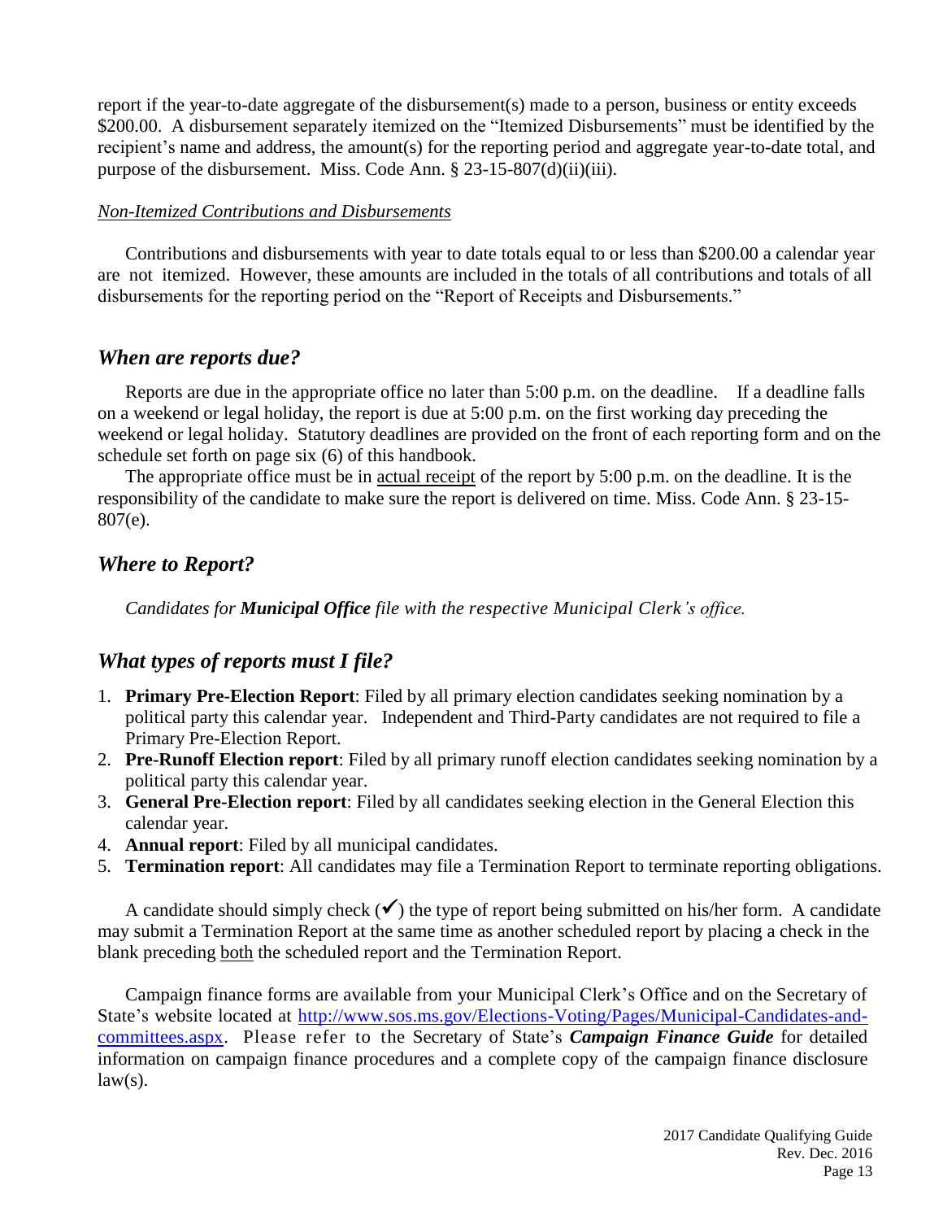report if the year-to-date aggregate of the disbursement(s) made to a person, business or entity exceeds $200.00. A disbursement separately itemized on the "Itemized Disbursements" must be identified by the recipient's name and address, the amount(s) for the reporting period and aggregate year-to-date total, and purpose of the disbursement. Miss. Code Ann. § 23-15-807(d)(ii)(iii).

***Non-Itemized Contributions and Disbursements***

Contributions and disbursements with year to date totals equal to or less than $200.00 a calendar year are not itemized. However, these amounts are included in the totals of all contributions and totals of all disbursements for the reporting period on the "Report of Receipts and Disbursements."

## *When are reports due?*

Reports are due in the appropriate office no later than 5:00 p.m. on the deadline. If a deadline falls on a weekend or legal holiday, the report is due at 5:00 p.m. on the first working day preceding the weekend or legal holiday. Statutory deadlines are provided on the front of each reporting form and on the schedule set forth on page six (6) of this handbook.

The appropriate office must be in actual receipt of the report by 5:00 p.m. on the deadline. It is the responsibility of the candidate to make sure the report is delivered on time. Miss. Code Ann. § 23-15-807(e).

## *Where to Report?*

*Candidates for **Municipal Office** file with the respective Municipal Clerk's office.*

## *What types of reports must I file?*

1. **Primary Pre-Election Report**: Filed by all primary election candidates seeking nomination by a political party this calendar year. Independent and Third-Party candidates are not required to file a Primary Pre-Election Report.
2. **Pre-Runoff Election report**: Filed by all primary runoff election candidates seeking nomination by a political party this calendar year.
3. **General Pre-Election report**: Filed by all candidates seeking election in the General Election this calendar year.
4. **Annual report**: Filed by all municipal candidates.
5. **Termination report**: All candidates may file a Termination Report to terminate reporting obligations.

A candidate should simply check (✔) the type of report being submitted on his/her form. A candidate may submit a Termination Report at the same time as another scheduled report by placing a check in the blank preceding both the scheduled report and the Termination Report.

Campaign finance forms are available from your Municipal Clerk's Office and on the Secretary of State's website located at http://www.sos.ms.gov/Elections-Voting/Pages/Municipal-Candidates-and-committees.aspx. Please refer to the Secretary of State's ***Campaign Finance Guide*** for detailed information on campaign finance procedures and a complete copy of the campaign finance disclosure law(s).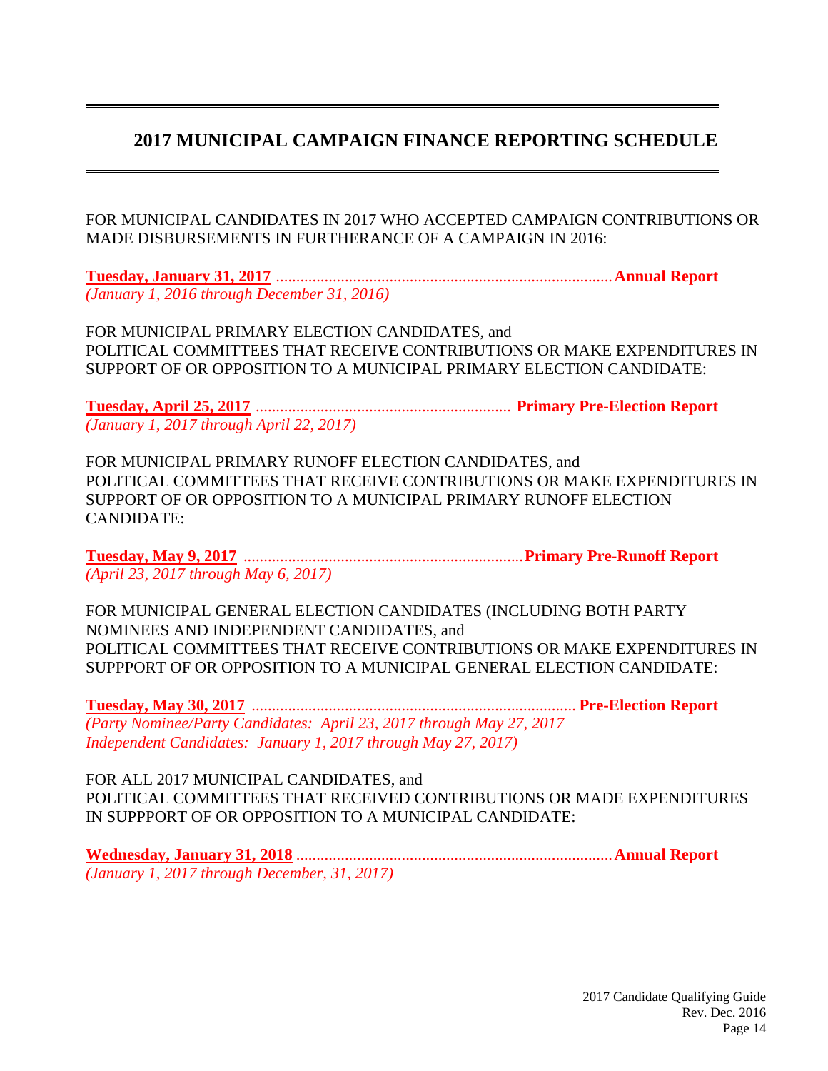# 2017 MUNICIPAL CAMPAIGN FINANCE REPORTING SCHEDULE

FOR MUNICIPAL CANDIDATES IN 2017 WHO ACCEPTED CAMPAIGN CONTRIBUTIONS OR MADE DISBURSEMENTS IN FURTHERANCE OF A CAMPAIGN IN 2016:

**Tuesday, January 31, 2017** ........................................ **Annual Report**
*(January 1, 2016 through December 31, 2016)*

FOR MUNICIPAL PRIMARY ELECTION CANDIDATES, and
POLITICAL COMMITTEES THAT RECEIVE CONTRIBUTIONS OR MAKE EXPENDITURES IN SUPPORT OF OR OPPOSITION TO A MUNICIPAL PRIMARY ELECTION CANDIDATE:

**Tuesday, April 25, 2017** ........................................ **Primary Pre-Election Report**
*(January 1, 2017 through April 22, 2017)*

FOR MUNICIPAL PRIMARY RUNOFF ELECTION CANDIDATES, and
POLITICAL COMMITTEES THAT RECEIVE CONTRIBUTIONS OR MAKE EXPENDITURES IN SUPPORT OF OR OPPOSITION TO A MUNICIPAL PRIMARY RUNOFF ELECTION CANDIDATE:

**Tuesday, May 9, 2017** ........................................ **Primary Pre-Runoff Report**
*(April 23, 2017 through May 6, 2017)*

FOR MUNICIPAL GENERAL ELECTION CANDIDATES (INCLUDING BOTH PARTY NOMINEES AND INDEPENDENT CANDIDATES, and
POLITICAL COMMITTEES THAT RECEIVE CONTRIBUTIONS OR MAKE EXPENDITURES IN SUPPPORT OF OR OPPOSITION TO A MUNICIPAL GENERAL ELECTION CANDIDATE:

**Tuesday, May 30, 2017** ........................................ **Pre-Election Report**
*(Party Nominee/Party Candidates: April 23, 2017 through May 27, 2017*
*Independent Candidates: January 1, 2017 through May 27, 2017)*

FOR ALL 2017 MUNICIPAL CANDIDATES, and
POLITICAL COMMITTEES THAT RECEIVED CONTRIBUTIONS OR MADE EXPENDITURES IN SUPPPORT OF OR OPPOSITION TO A MUNICIPAL CANDIDATE:

**Wednesday, January 31, 2018** ........................................ **Annual Report**
*(January 1, 2017 through December, 31, 2017)*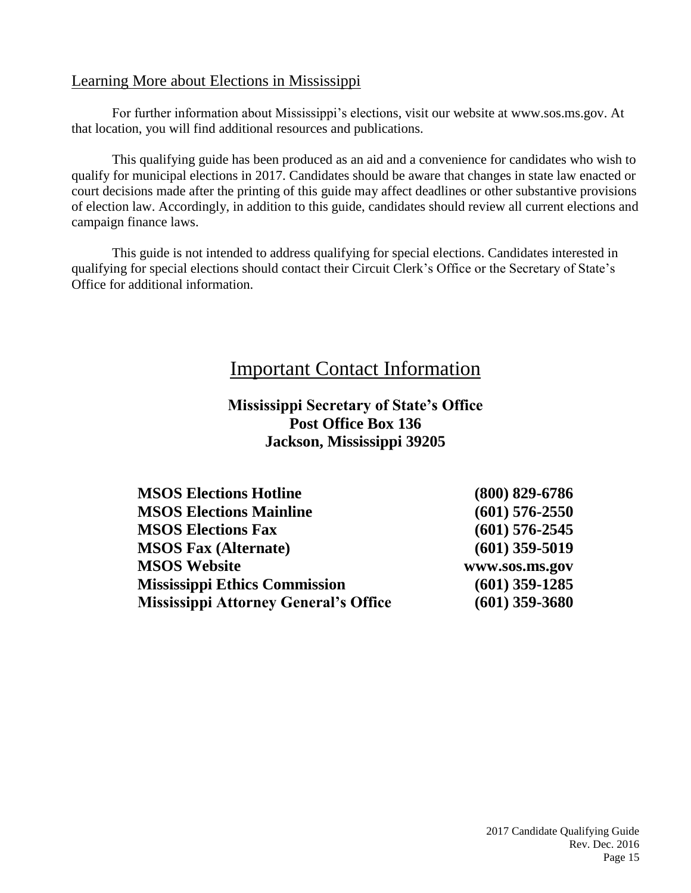## Learning More about Elections in Mississippi

For further information about Mississippi's elections, visit our website at www.sos.ms.gov. At that location, you will find additional resources and publications.

This qualifying guide has been produced as an aid and a convenience for candidates who wish to qualify for municipal elections in 2017. Candidates should be aware that changes in state law enacted or court decisions made after the printing of this guide may affect deadlines or other substantive provisions of election law. Accordingly, in addition to this guide, candidates should review all current elections and campaign finance laws.

This guide is not intended to address qualifying for special elections. Candidates interested in qualifying for special elections should contact their Circuit Clerk's Office or the Secretary of State's Office for additional information.

# Important Contact Information

**Mississippi Secretary of State's Office**
**Post Office Box 136**
**Jackson, Mississippi 39205**

| | |
|---|---|
| **MSOS Elections Hotline** | **(800) 829-6786** |
| **MSOS Elections Mainline** | **(601) 576-2550** |
| **MSOS Elections Fax** | **(601) 576-2545** |
| **MSOS Fax (Alternate)** | **(601) 359-5019** |
| **MSOS Website** | **www.sos.ms.gov** |
| **Mississippi Ethics Commission** | **(601) 359-1285** |
| **Mississippi Attorney General's Office** | **(601) 359-3680** |